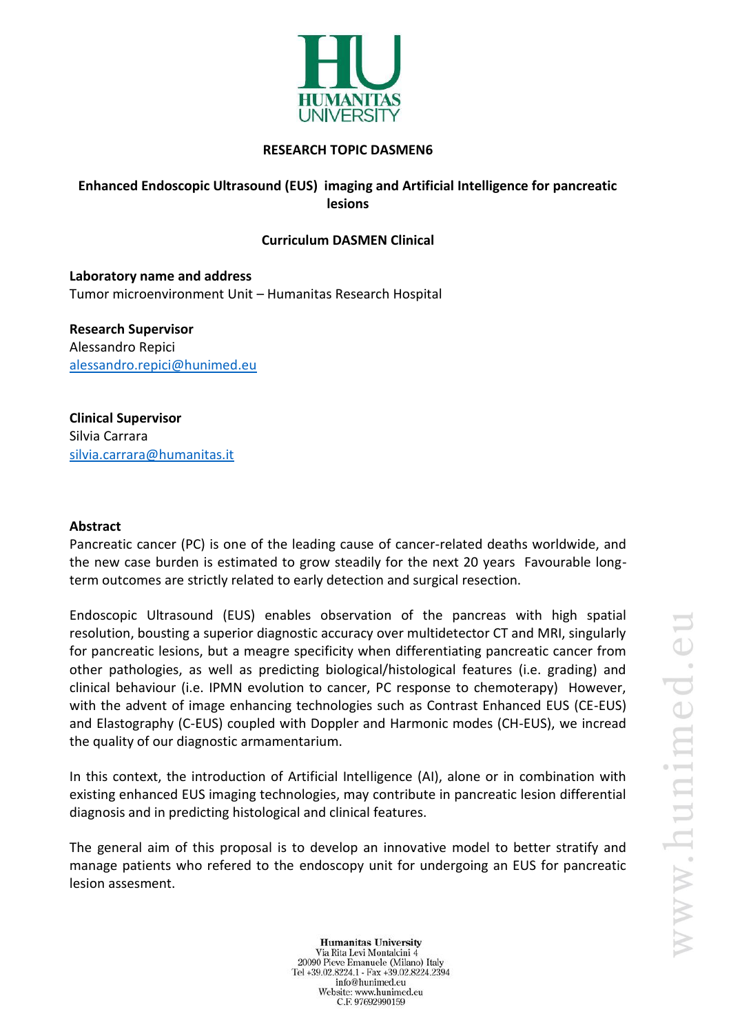**RESEARCH TOPIC DASMEN6**

**Enhanced Endoscopic Ultrasound (EUS) imaging and Artificial Intelligence for pancreatic lesions**

**Curriculum DASMEN Clinical**

**Laboratory name and address**
Tumor microenvironment Unit – Humanitas Research Hospital

**Research Supervisor**
Alessandro Repici
alessandro.repici@hunimed.eu

**Clinical Supervisor**
Silvia Carrara
silvia.carrara@humanitas.it

**Abstract**

Pancreatic cancer (PC) is one of the leading cause of cancer-related deaths worldwide, and the new case burden is estimated to grow steadily for the next 20 years Favourable long-term outcomes are strictly related to early detection and surgical resection.

Endoscopic Ultrasound (EUS) enables observation of the pancreas with high spatial resolution, bousting a superior diagnostic accuracy over multidetector CT and MRI, singularly for pancreatic lesions, but a meagre specificity when differentiating pancreatic cancer from other pathologies, as well as predicting biological/histological features (i.e. grading) and clinical behaviour (i.e. IPMN evolution to cancer, PC response to chemoterapy) However, with the advent of image enhancing technologies such as Contrast Enhanced EUS (CE-EUS) and Elastography (C-EUS) coupled with Doppler and Harmonic modes (CH-EUS), we incread the quality of our diagnostic armamentarium.

In this context, the introduction of Artificial Intelligence (AI), alone or in combination with existing enhanced EUS imaging technologies, may contribute in pancreatic lesion differential diagnosis and in predicting histological and clinical features.

The general aim of this proposal is to develop an innovative model to better stratify and manage patients who refered to the endoscopy unit for undergoing an EUS for pancreatic lesion assesment.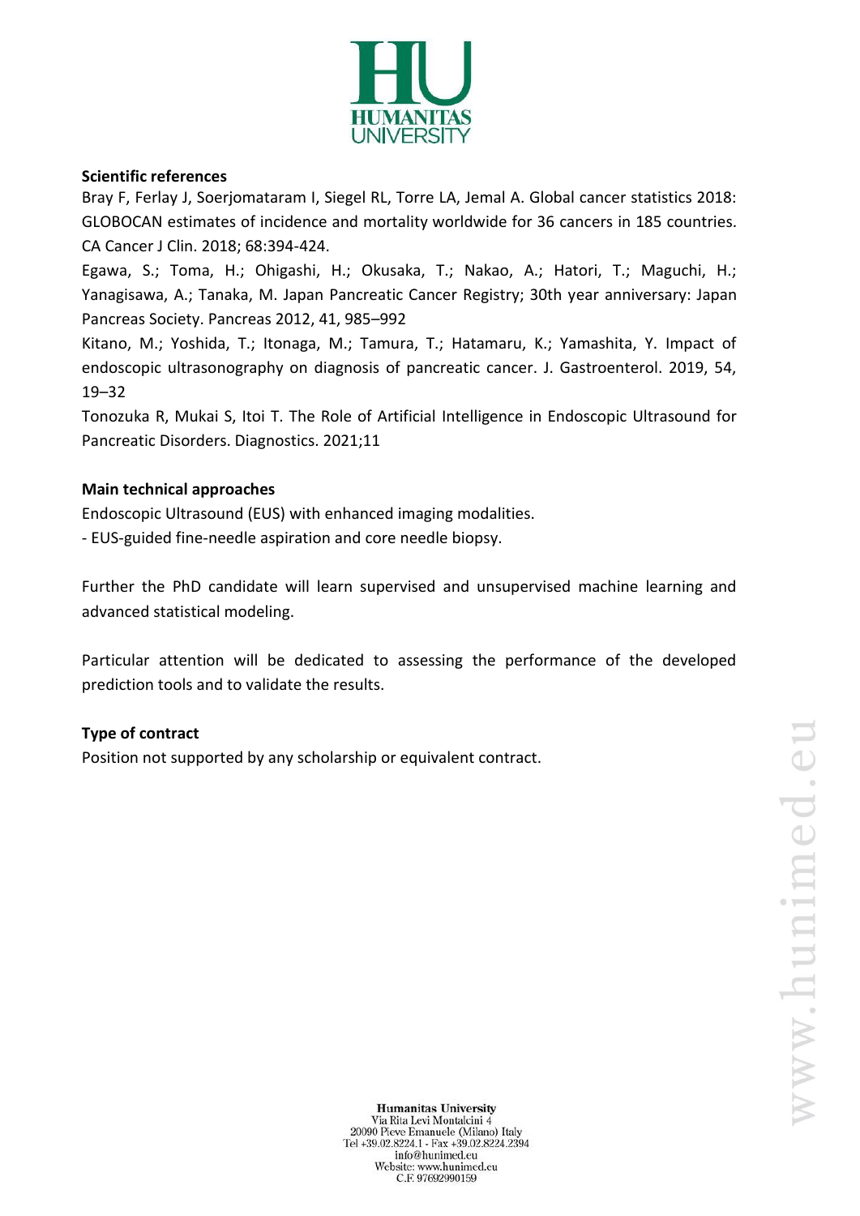**Scientific references**

Bray F, Ferlay J, Soerjomataram I, Siegel RL, Torre LA, Jemal A. Global cancer statistics 2018: GLOBOCAN estimates of incidence and mortality worldwide for 36 cancers in 185 countries. CA Cancer J Clin. 2018; 68:394-424.

Egawa, S.; Toma, H.; Ohigashi, H.; Okusaka, T.; Nakao, A.; Hatori, T.; Maguchi, H.; Yanagisawa, A.; Tanaka, M. Japan Pancreatic Cancer Registry; 30th year anniversary: Japan Pancreas Society. Pancreas 2012, 41, 985–992

Kitano, M.; Yoshida, T.; Itonaga, M.; Tamura, T.; Hatamaru, K.; Yamashita, Y. Impact of endoscopic ultrasonography on diagnosis of pancreatic cancer. J. Gastroenterol. 2019, 54, 19–32

Tonozuka R, Mukai S, Itoi T. The Role of Artificial Intelligence in Endoscopic Ultrasound for Pancreatic Disorders. Diagnostics. 2021;11

**Main technical approaches**

Endoscopic Ultrasound (EUS) with enhanced imaging modalities.

- EUS-guided fine-needle aspiration and core needle biopsy.

Further the PhD candidate will learn supervised and unsupervised machine learning and advanced statistical modeling.

Particular attention will be dedicated to assessing the performance of the developed prediction tools and to validate the results.

**Type of contract**

Position not supported by any scholarship or equivalent contract.